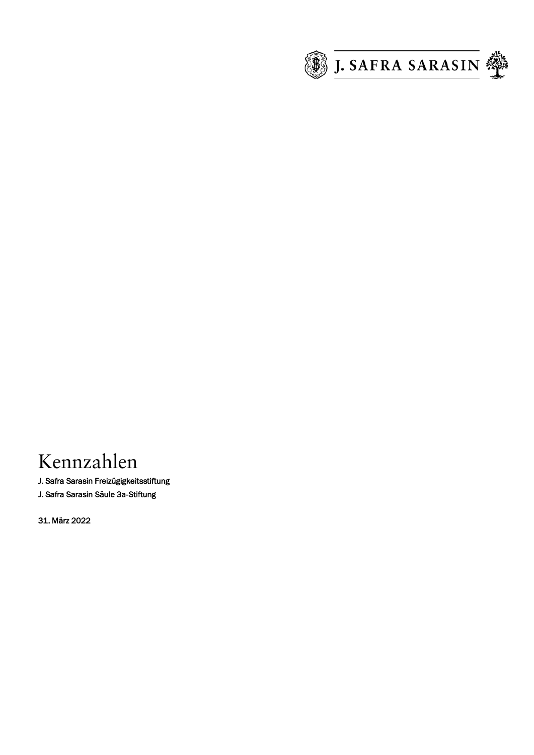# Kennzahlen

J. Safra Sarasin Freizügigkeitsstiftung

J. Safra Sarasin Säule 3a-Stiftung

31. März 2022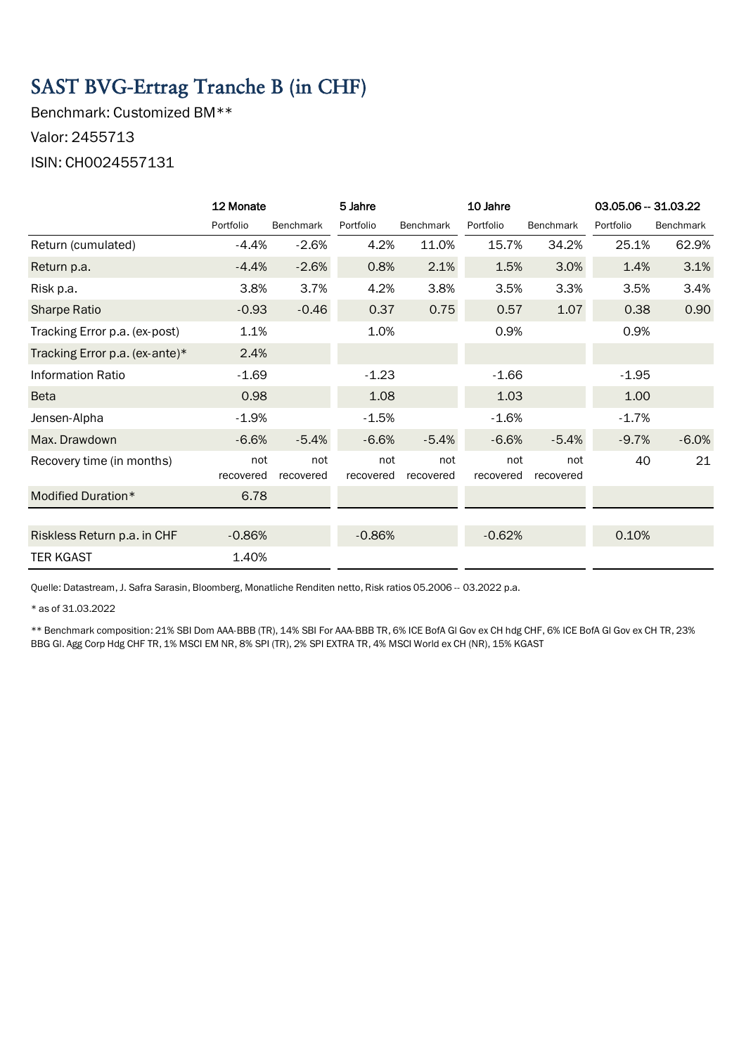# SAST BVG-Ertrag Tranche B (in CHF)

Benchmark: Customized BM**

Valor: 2455713

ISIN: CH0024557131

| | 12 Monate | | 5 Jahre | | 10 Jahre | | 03.05.06 -- 31.03.22 | |
|---|---|---|---|---|---|---|---|---|
| | Portfolio | Benchmark | Portfolio | Benchmark | Portfolio | Benchmark | Portfolio | Benchmark |
| Return (cumulated) | -4.4% | -2.6% | 4.2% | 11.0% | 15.7% | 34.2% | 25.1% | 62.9% |
| Return p.a. | -4.4% | -2.6% | 0.8% | 2.1% | 1.5% | 3.0% | 1.4% | 3.1% |
| Risk p.a. | 3.8% | 3.7% | 4.2% | 3.8% | 3.5% | 3.3% | 3.5% | 3.4% |
| Sharpe Ratio | -0.93 | -0.46 | 0.37 | 0.75 | 0.57 | 1.07 | 0.38 | 0.90 |
| Tracking Error p.a. (ex-post) | 1.1% | | 1.0% | | 0.9% | | 0.9% | |
| Tracking Error p.a. (ex-ante)* | 2.4% | | | | | | | |
| Information Ratio | -1.69 | | -1.23 | | -1.66 | | -1.95 | |
| Beta | 0.98 | | 1.08 | | 1.03 | | 1.00 | |
| Jensen-Alpha | -1.9% | | -1.5% | | -1.6% | | -1.7% | |
| Max. Drawdown | -6.6% | -5.4% | -6.6% | -5.4% | -6.6% | -5.4% | -9.7% | -6.0% |
| Recovery time (in months) | not recovered | not recovered | not recovered | not recovered | not recovered | not recovered | 40 | 21 |
| Modified Duration* | 6.78 | | | | | | | |
| | | | | | | | | |
| Riskless Return p.a. in CHF | -0.86% | | -0.86% | | -0.62% | | 0.10% | |
| TER KGAST | 1.40% | | | | | | | |

Quelle: Datastream, J. Safra Sarasin, Bloomberg, Monatliche Renditen netto, Risk ratios 05.2006 -- 03.2022 p.a.

* as of 31.03.2022

** Benchmark composition: 21% SBI Dom AAA-BBB (TR), 14% SBI For AAA-BBB TR, 6% ICE BofA Gl Gov ex CH hdg CHF, 6% ICE BofA Gl Gov ex CH TR, 23% BBG Gl. Agg Corp Hdg CHF TR, 1% MSCI EM NR, 8% SPI (TR), 2% SPI EXTRA TR, 4% MSCI World ex CH (NR), 15% KGAST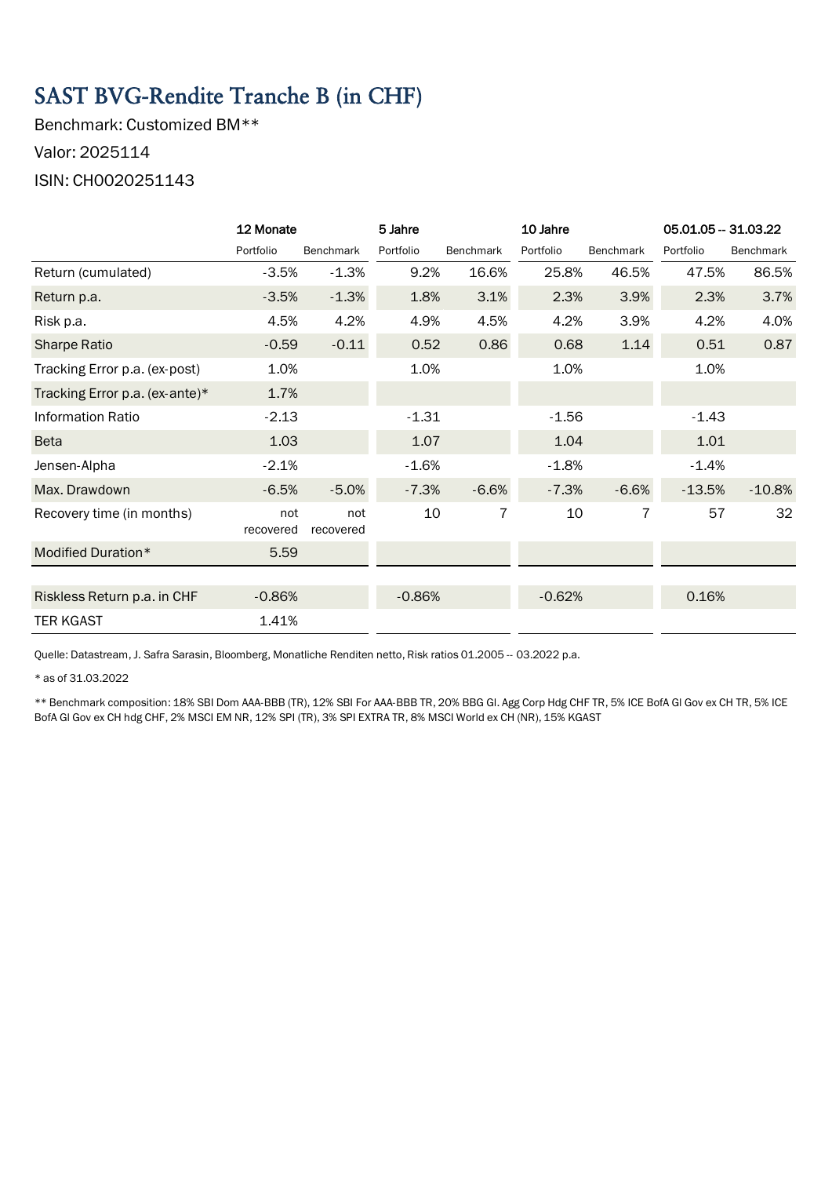# SAST BVG-Rendite Tranche B (in CHF)

Benchmark: Customized BM**

Valor: 2025114

ISIN: CH0020251143

| | 12 Monate | | 5 Jahre | | 10 Jahre | | 05.01.05 -- 31.03.22 | |
|---|---|---|---|---|---|---|---|---|
| | Portfolio | Benchmark | Portfolio | Benchmark | Portfolio | Benchmark | Portfolio | Benchmark |
| Return (cumulated) | -3.5% | -1.3% | 9.2% | 16.6% | 25.8% | 46.5% | 47.5% | 86.5% |
| Return p.a. | -3.5% | -1.3% | 1.8% | 3.1% | 2.3% | 3.9% | 2.3% | 3.7% |
| Risk p.a. | 4.5% | 4.2% | 4.9% | 4.5% | 4.2% | 3.9% | 4.2% | 4.0% |
| Sharpe Ratio | -0.59 | -0.11 | 0.52 | 0.86 | 0.68 | 1.14 | 0.51 | 0.87 |
| Tracking Error p.a. (ex-post) | 1.0% | | 1.0% | | 1.0% | | 1.0% | |
| Tracking Error p.a. (ex-ante)* | 1.7% | | | | | | | |
| Information Ratio | -2.13 | | -1.31 | | -1.56 | | -1.43 | |
| Beta | 1.03 | | 1.07 | | 1.04 | | 1.01 | |
| Jensen-Alpha | -2.1% | | -1.6% | | -1.8% | | -1.4% | |
| Max. Drawdown | -6.5% | -5.0% | -7.3% | -6.6% | -7.3% | -6.6% | -13.5% | -10.8% |
| Recovery time (in months) | not recovered | not recovered | 10 | 7 | 10 | 7 | 57 | 32 |
| Modified Duration* | 5.59 | | | | | | | |
| Riskless Return p.a. in CHF | -0.86% | | -0.86% | | -0.62% | | 0.16% | |
| TER KGAST | 1.41% | | | | | | | |

Quelle: Datastream, J. Safra Sarasin, Bloomberg, Monatliche Renditen netto, Risk ratios 01.2005 -- 03.2022 p.a.

* as of 31.03.2022

** Benchmark composition: 18% SBI Dom AAA-BBB (TR), 12% SBI For AAA-BBB TR, 20% BBG Gl. Agg Corp Hdg CHF TR, 5% ICE BofA Gl Gov ex CH TR, 5% ICE BofA Gl Gov ex CH hdg CHF, 2% MSCI EM NR, 12% SPI (TR), 3% SPI EXTRA TR, 8% MSCI World ex CH (NR), 15% KGAST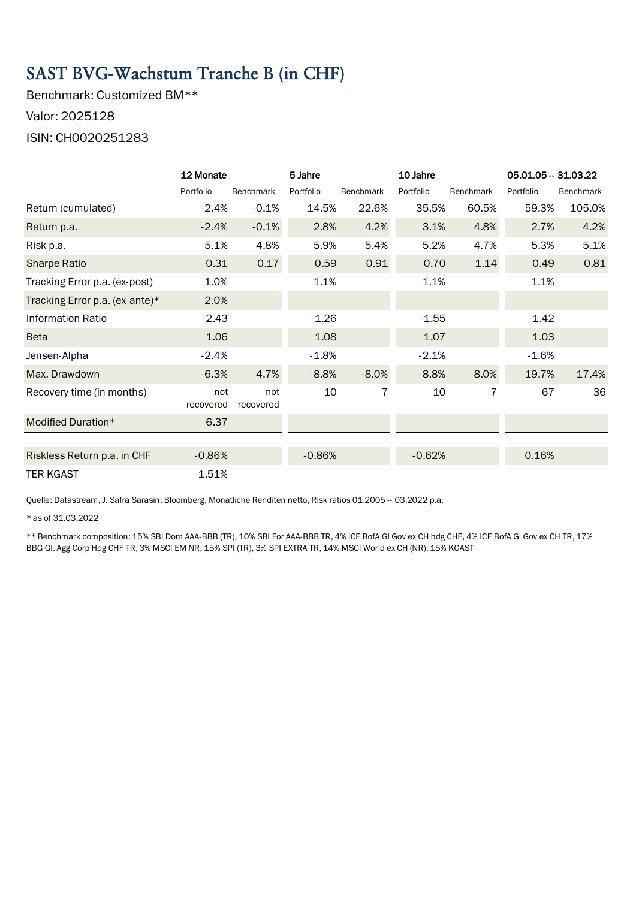# SAST BVG-Wachstum Tranche B (in CHF)

Benchmark: Customized BM**

Valor: 2025128

ISIN: CH0020251283

| | 12 Monate | | 5 Jahre | | 10 Jahre | | 05.01.05 -- 31.03.22 | |
|---|---|---|---|---|---|---|---|---|
| | Portfolio | Benchmark | Portfolio | Benchmark | Portfolio | Benchmark | Portfolio | Benchmark |
| Return (cumulated) | -2.4% | -0.1% | 14.5% | 22.6% | 35.5% | 60.5% | 59.3% | 105.0% |
| Return p.a. | -2.4% | -0.1% | 2.8% | 4.2% | 3.1% | 4.8% | 2.7% | 4.2% |
| Risk p.a. | 5.1% | 4.8% | 5.9% | 5.4% | 5.2% | 4.7% | 5.3% | 5.1% |
| Sharpe Ratio | -0.31 | 0.17 | 0.59 | 0.91 | 0.70 | 1.14 | 0.49 | 0.81 |
| Tracking Error p.a. (ex-post) | 1.0% | | 1.1% | | 1.1% | | 1.1% | |
| Tracking Error p.a. (ex-ante)* | 2.0% | | | | | | | |
| Information Ratio | -2.43 | | -1.26 | | -1.55 | | -1.42 | |
| Beta | 1.06 | | 1.08 | | 1.07 | | 1.03 | |
| Jensen-Alpha | -2.4% | | -1.8% | | -2.1% | | -1.6% | |
| Max. Drawdown | -6.3% | -4.7% | -8.8% | -8.0% | -8.8% | -8.0% | -19.7% | -17.4% |
| Recovery time (in months) | not recovered | not recovered | 10 | 7 | 10 | 7 | 67 | 36 |
| Modified Duration* | 6.37 | | | | | | | |
| | | | | | | | | |
| Riskless Return p.a. in CHF | -0.86% | | -0.86% | | -0.62% | | 0.16% | |
| TER KGAST | 1.51% | | | | | | | |

Quelle: Datastream, J. Safra Sarasin, Bloomberg, Monatliche Renditen netto, Risk ratios 01.2005 -- 03.2022 p.a.

* as of 31.03.2022

** Benchmark composition: 15% SBI Dom AAA-BBB (TR), 10% SBI For AAA-BBB TR, 4% ICE BofA Gl Gov ex CH hdg CHF, 4% ICE BofA Gl Gov ex CH TR, 17% BBG Gl. Agg Corp Hdg CHF TR, 3% MSCI EM NR, 15% SPI (TR), 3% SPI EXTRA TR, 14% MSCI World ex CH (NR), 15% KGAST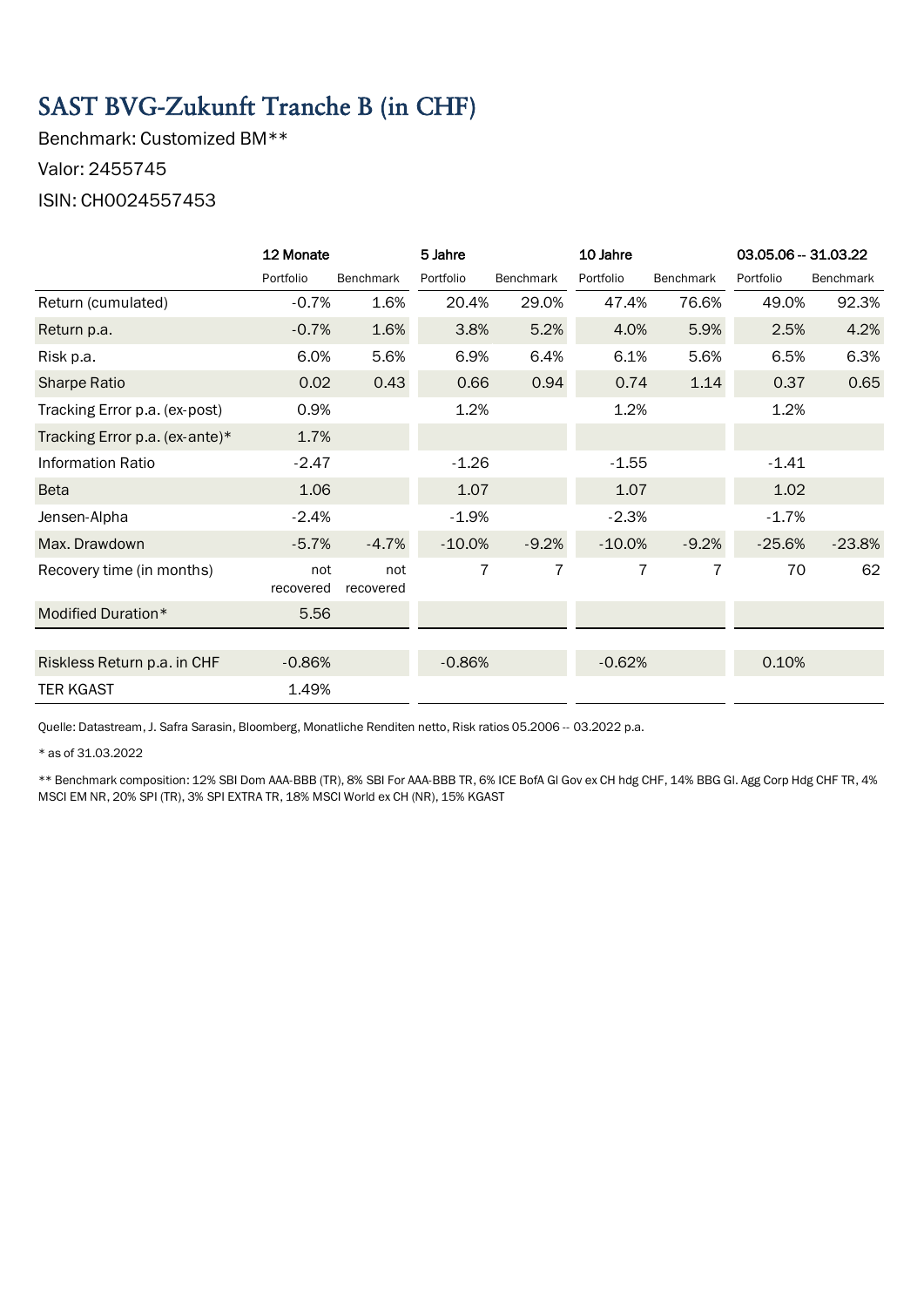# SAST BVG-Zukunft Tranche B (in CHF)

Benchmark: Customized BM**

Valor: 2455745

ISIN: CH0024557453

| | 12 Monate | | 5 Jahre | | 10 Jahre | | 03.05.06 -- 31.03.22 | |
|---|---|---|---|---|---|---|---|---|
| | Portfolio | Benchmark | Portfolio | Benchmark | Portfolio | Benchmark | Portfolio | Benchmark |
| Return (cumulated) | -0.7% | 1.6% | 20.4% | 29.0% | 47.4% | 76.6% | 49.0% | 92.3% |
| Return p.a. | -0.7% | 1.6% | 3.8% | 5.2% | 4.0% | 5.9% | 2.5% | 4.2% |
| Risk p.a. | 6.0% | 5.6% | 6.9% | 6.4% | 6.1% | 5.6% | 6.5% | 6.3% |
| Sharpe Ratio | 0.02 | 0.43 | 0.66 | 0.94 | 0.74 | 1.14 | 0.37 | 0.65 |
| Tracking Error p.a. (ex-post) | 0.9% | | 1.2% | | 1.2% | | 1.2% | |
| Tracking Error p.a. (ex-ante)* | 1.7% | | | | | | | |
| Information Ratio | -2.47 | | -1.26 | | -1.55 | | -1.41 | |
| Beta | 1.06 | | 1.07 | | 1.07 | | 1.02 | |
| Jensen-Alpha | -2.4% | | -1.9% | | -2.3% | | -1.7% | |
| Max. Drawdown | -5.7% | -4.7% | -10.0% | -9.2% | -10.0% | -9.2% | -25.6% | -23.8% |
| Recovery time (in months) | not recovered | not recovered | 7 | 7 | 7 | 7 | 70 | 62 |
| Modified Duration* | 5.56 | | | | | | | |
| | | | | | | | | |
| Riskless Return p.a. in CHF | -0.86% | | -0.86% | | -0.62% | | 0.10% | |
| TER KGAST | 1.49% | | | | | | | |

Quelle: Datastream, J. Safra Sarasin, Bloomberg, Monatliche Renditen netto, Risk ratios 05.2006 -- 03.2022 p.a.

* as of 31.03.2022

** Benchmark composition: 12% SBI Dom AAA-BBB (TR), 8% SBI For AAA-BBB TR, 6% ICE BofA Gl Gov ex CH hdg CHF, 14% BBG Gl. Agg Corp Hdg CHF TR, 4% MSCI EM NR, 20% SPI (TR), 3% SPI EXTRA TR, 18% MSCI World ex CH (NR), 15% KGAST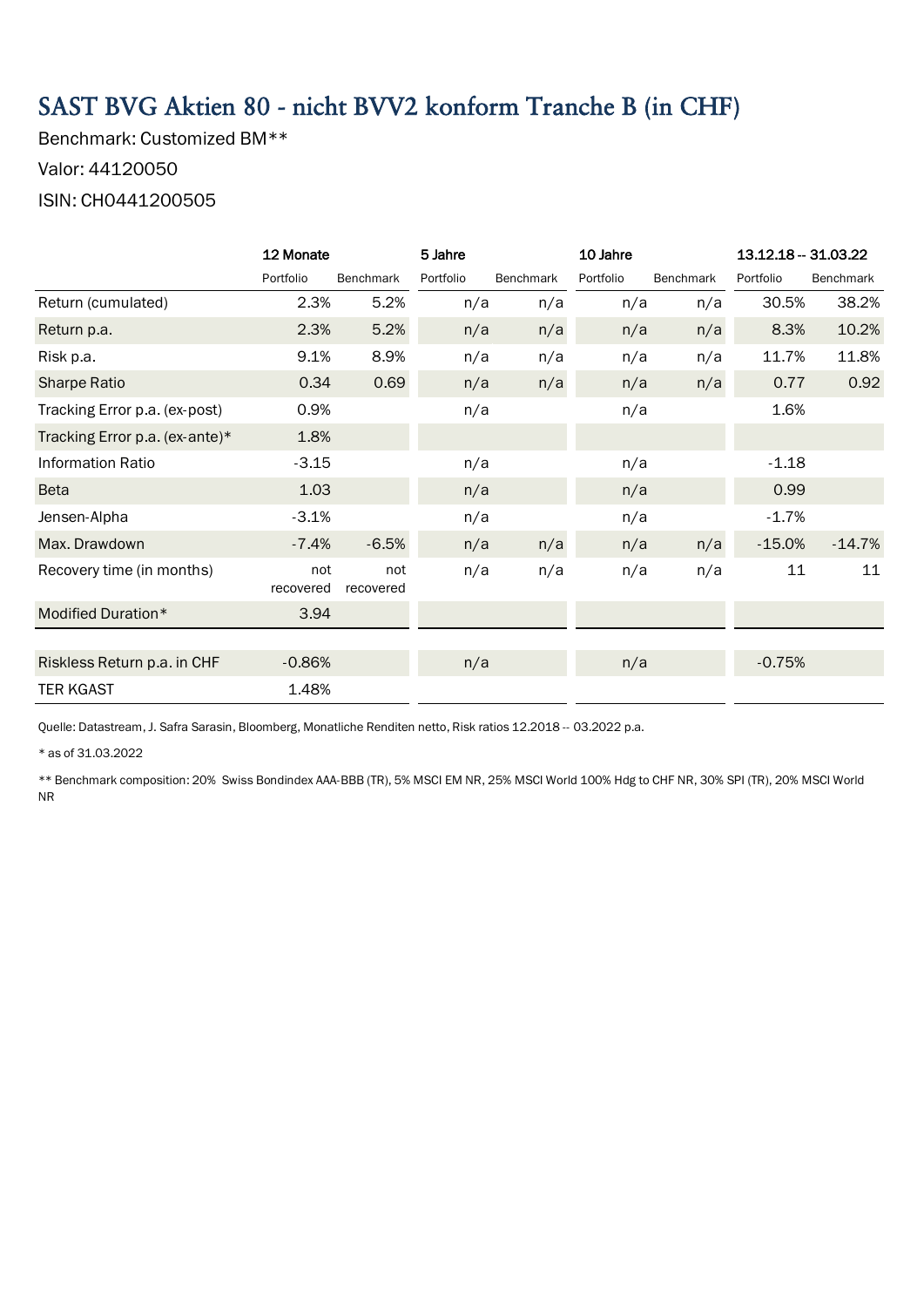# SAST BVG Aktien 80 - nicht BVV2 konform Tranche B (in CHF)

Benchmark: Customized BM**

Valor: 44120050

ISIN: CH0441200505

| | 12 Monate | | 5 Jahre | | 10 Jahre | | 13.12.18 -- 31.03.22 | |
|---|---|---|---|---|---|---|---|---|
| | Portfolio | Benchmark | Portfolio | Benchmark | Portfolio | Benchmark | Portfolio | Benchmark |
| Return (cumulated) | 2.3% | 5.2% | n/a | n/a | n/a | n/a | 30.5% | 38.2% |
| Return p.a. | 2.3% | 5.2% | n/a | n/a | n/a | n/a | 8.3% | 10.2% |
| Risk p.a. | 9.1% | 8.9% | n/a | n/a | n/a | n/a | 11.7% | 11.8% |
| Sharpe Ratio | 0.34 | 0.69 | n/a | n/a | n/a | n/a | 0.77 | 0.92 |
| Tracking Error p.a. (ex-post) | 0.9% | | n/a | | n/a | | 1.6% | |
| Tracking Error p.a. (ex-ante)* | 1.8% | | | | | | | |
| Information Ratio | -3.15 | | n/a | | n/a | | -1.18 | |
| Beta | 1.03 | | n/a | | n/a | | 0.99 | |
| Jensen-Alpha | -3.1% | | n/a | | n/a | | -1.7% | |
| Max. Drawdown | -7.4% | -6.5% | n/a | n/a | n/a | n/a | -15.0% | -14.7% |
| Recovery time (in months) | not recovered | not recovered | n/a | n/a | n/a | n/a | 11 | 11 |
| Modified Duration* | 3.94 | | | | | | | |
| Riskless Return p.a. in CHF | -0.86% | | n/a | | n/a | | -0.75% | |
| TER KGAST | 1.48% | | | | | | | |

Quelle: Datastream, J. Safra Sarasin, Bloomberg, Monatliche Renditen netto, Risk ratios 12.2018 -- 03.2022 p.a.

* as of 31.03.2022

** Benchmark composition: 20% Swiss Bondindex AAA-BBB (TR), 5% MSCI EM NR, 25% MSCI World 100% Hdg to CHF NR, 30% SPI (TR), 20% MSCI World NR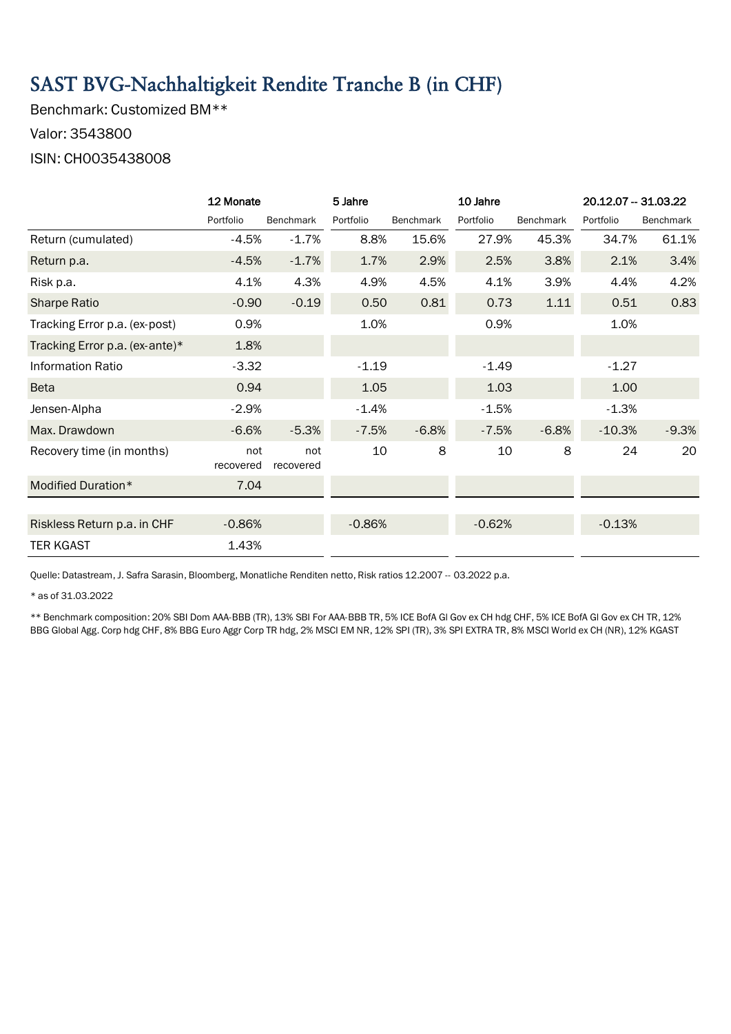# SAST BVG-Nachhaltigkeit Rendite Tranche B (in CHF)

Benchmark: Customized BM**

Valor: 3543800

ISIN: CH0035438008

| | 12 Monate | | 5 Jahre | | 10 Jahre | | 20.12.07 -- 31.03.22 | |
|---|---|---|---|---|---|---|---|---|
| | Portfolio | Benchmark | Portfolio | Benchmark | Portfolio | Benchmark | Portfolio | Benchmark |
| Return (cumulated) | -4.5% | -1.7% | 8.8% | 15.6% | 27.9% | 45.3% | 34.7% | 61.1% |
| Return p.a. | -4.5% | -1.7% | 1.7% | 2.9% | 2.5% | 3.8% | 2.1% | 3.4% |
| Risk p.a. | 4.1% | 4.3% | 4.9% | 4.5% | 4.1% | 3.9% | 4.4% | 4.2% |
| Sharpe Ratio | -0.90 | -0.19 | 0.50 | 0.81 | 0.73 | 1.11 | 0.51 | 0.83 |
| Tracking Error p.a. (ex-post) | 0.9% | | 1.0% | | 0.9% | | 1.0% | |
| Tracking Error p.a. (ex-ante)* | 1.8% | | | | | | | |
| Information Ratio | -3.32 | | -1.19 | | -1.49 | | -1.27 | |
| Beta | 0.94 | | 1.05 | | 1.03 | | 1.00 | |
| Jensen-Alpha | -2.9% | | -1.4% | | -1.5% | | -1.3% | |
| Max. Drawdown | -6.6% | -5.3% | -7.5% | -6.8% | -7.5% | -6.8% | -10.3% | -9.3% |
| Recovery time (in months) | not recovered | not recovered | 10 | 8 | 10 | 8 | 24 | 20 |
| Modified Duration* | 7.04 | | | | | | | |
| | | | | | | | | |
| Riskless Return p.a. in CHF | -0.86% | | -0.86% | | -0.62% | | -0.13% | |
| TER KGAST | 1.43% | | | | | | | |

Quelle: Datastream, J. Safra Sarasin, Bloomberg, Monatliche Renditen netto, Risk ratios 12.2007 -- 03.2022 p.a.

* as of 31.03.2022

** Benchmark composition: 20% SBI Dom AAA-BBB (TR), 13% SBI For AAA-BBB TR, 5% ICE BofA Gl Gov ex CH hdg CHF, 5% ICE BofA Gl Gov ex CH TR, 12% BBG Global Agg. Corp hdg CHF, 8% BBG Euro Aggr Corp TR hdg, 2% MSCI EM NR, 12% SPI (TR), 3% SPI EXTRA TR, 8% MSCI World ex CH (NR), 12% KGAST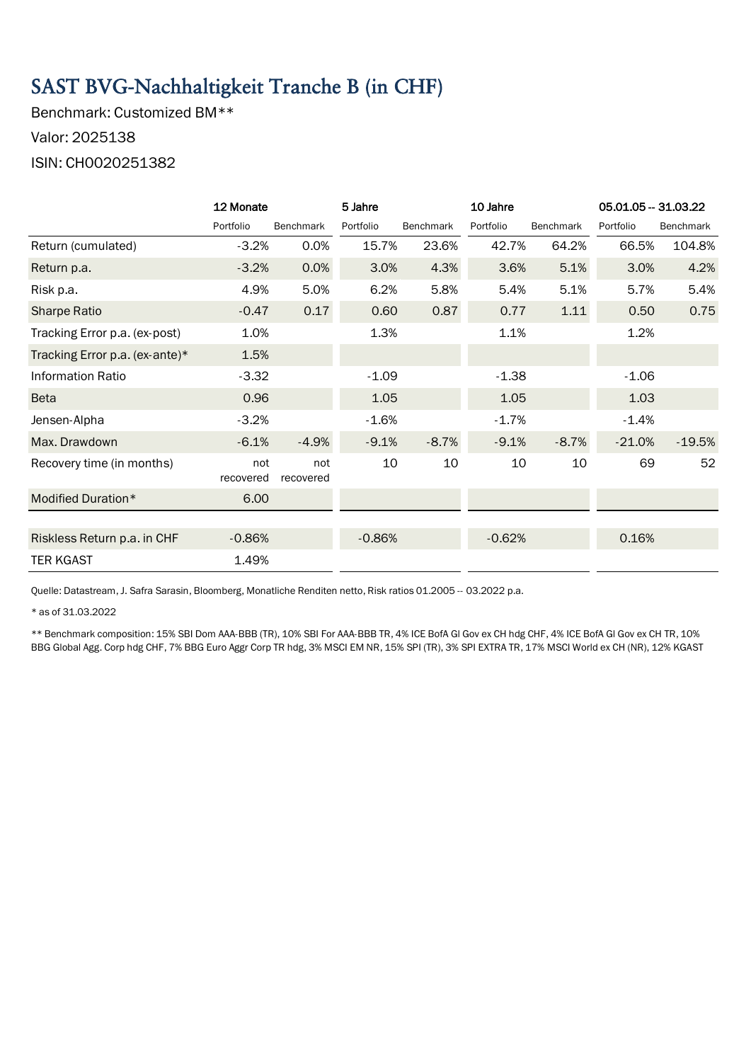# SAST BVG-Nachhaltigkeit Tranche B (in CHF)

Benchmark: Customized BM**

Valor: 2025138

ISIN: CH0020251382

| | 12 Monate | | 5 Jahre | | 10 Jahre | | 05.01.05 -- 31.03.22 | |
|---|---|---|---|---|---|---|---|---|
| | Portfolio | Benchmark | Portfolio | Benchmark | Portfolio | Benchmark | Portfolio | Benchmark |
| Return (cumulated) | -3.2% | 0.0% | 15.7% | 23.6% | 42.7% | 64.2% | 66.5% | 104.8% |
| Return p.a. | -3.2% | 0.0% | 3.0% | 4.3% | 3.6% | 5.1% | 3.0% | 4.2% |
| Risk p.a. | 4.9% | 5.0% | 6.2% | 5.8% | 5.4% | 5.1% | 5.7% | 5.4% |
| Sharpe Ratio | -0.47 | 0.17 | 0.60 | 0.87 | 0.77 | 1.11 | 0.50 | 0.75 |
| Tracking Error p.a. (ex-post) | 1.0% | | 1.3% | | 1.1% | | 1.2% | |
| Tracking Error p.a. (ex-ante)* | 1.5% | | | | | | | |
| Information Ratio | -3.32 | | -1.09 | | -1.38 | | -1.06 | |
| Beta | 0.96 | | 1.05 | | 1.05 | | 1.03 | |
| Jensen-Alpha | -3.2% | | -1.6% | | -1.7% | | -1.4% | |
| Max. Drawdown | -6.1% | -4.9% | -9.1% | -8.7% | -9.1% | -8.7% | -21.0% | -19.5% |
| Recovery time (in months) | not recovered | not recovered | 10 | 10 | 10 | 10 | 69 | 52 |
| Modified Duration* | 6.00 | | | | | | | |
| Riskless Return p.a. in CHF | -0.86% | | -0.86% | | -0.62% | | 0.16% | |
| TER KGAST | 1.49% | | | | | | | |

Quelle: Datastream, J. Safra Sarasin, Bloomberg, Monatliche Renditen netto, Risk ratios 01.2005 -- 03.2022 p.a.

* as of 31.03.2022

** Benchmark composition: 15% SBI Dom AAA-BBB (TR), 10% SBI For AAA-BBB TR, 4% ICE BofA Gl Gov ex CH hdg CHF, 4% ICE BofA Gl Gov ex CH TR, 10% BBG Global Agg. Corp hdg CHF, 7% BBG Euro Aggr Corp TR hdg, 3% MSCI EM NR, 15% SPI (TR), 3% SPI EXTRA TR, 17% MSCI World ex CH (NR), 12% KGAST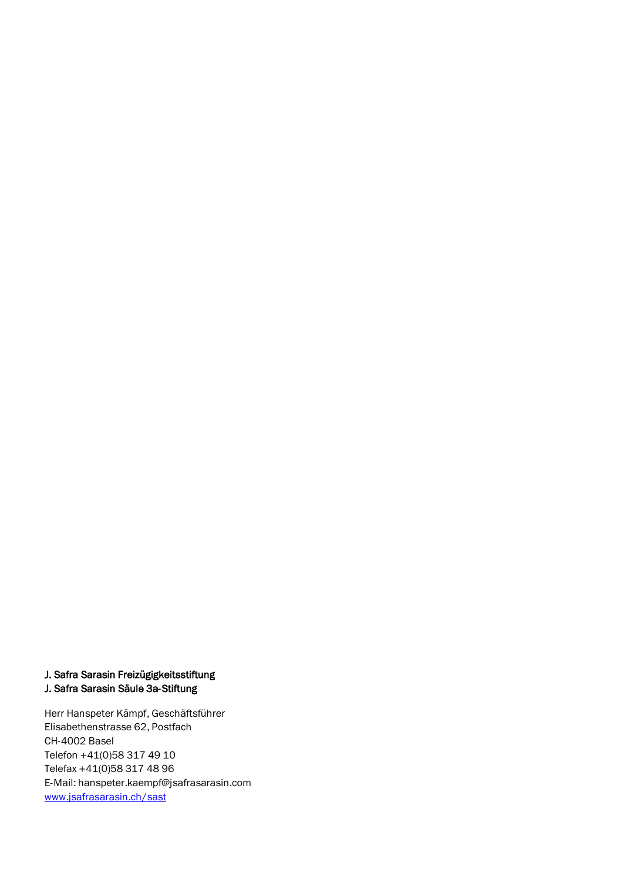**J. Safra Sarasin Freizügigkeitsstiftung**
**J. Safra Sarasin Säule 3a-Stiftung**

Herr Hanspeter Kämpf, Geschäftsführer
Elisabethenstrasse 62, Postfach
CH-4002 Basel
Telefon +41(0)58 317 49 10
Telefax +41(0)58 317 48 96
E-Mail: hanspeter.kaempf@jsafrasarasin.com
[www.jsafrasarasin.ch/sast](www.jsafrasarasin.ch/sast)